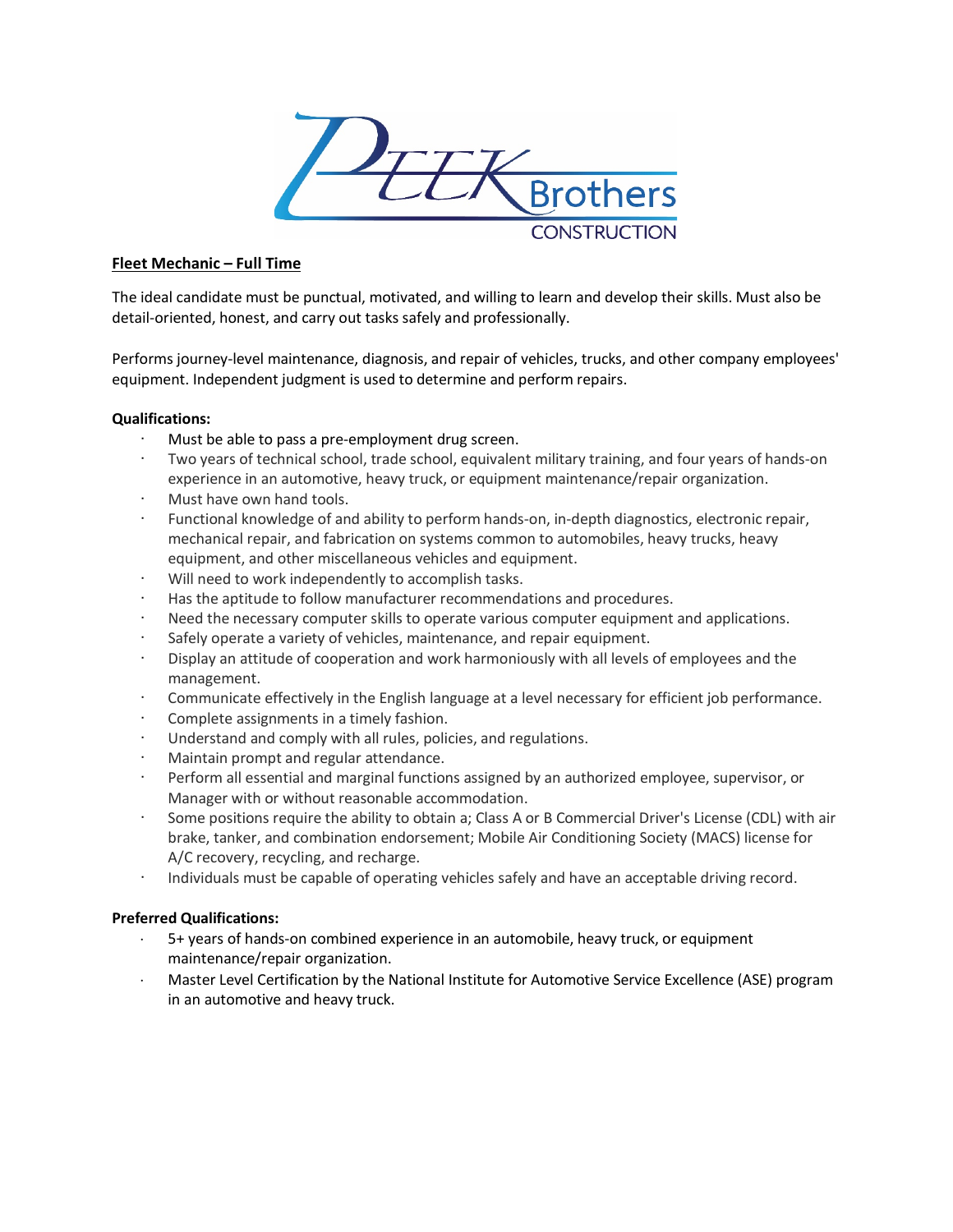## Fleet Mechanic – Full Time

The ideal candidate must be punctual, motivated, and willing to learn and develop their skills. Must also be detail-oriented, honest, and carry out tasks safely and professionally.

Performs journey-level maintenance, diagnosis, and repair of vehicles, trucks, and other company employees' equipment. Independent judgment is used to determine and perform repairs.

**Qualifications:**

- Must be able to pass a pre-employment drug screen.
- Two years of technical school, trade school, equivalent military training, and four years of hands-on experience in an automotive, heavy truck, or equipment maintenance/repair organization.
- Must have own hand tools.
- Functional knowledge of and ability to perform hands-on, in-depth diagnostics, electronic repair, mechanical repair, and fabrication on systems common to automobiles, heavy trucks, heavy equipment, and other miscellaneous vehicles and equipment.
- Will need to work independently to accomplish tasks.
- Has the aptitude to follow manufacturer recommendations and procedures.
- Need the necessary computer skills to operate various computer equipment and applications.
- Safely operate a variety of vehicles, maintenance, and repair equipment.
- Display an attitude of cooperation and work harmoniously with all levels of employees and the management.
- Communicate effectively in the English language at a level necessary for efficient job performance.
- Complete assignments in a timely fashion.
- Understand and comply with all rules, policies, and regulations.
- Maintain prompt and regular attendance.
- Perform all essential and marginal functions assigned by an authorized employee, supervisor, or Manager with or without reasonable accommodation.
- Some positions require the ability to obtain a; Class A or B Commercial Driver's License (CDL) with air brake, tanker, and combination endorsement; Mobile Air Conditioning Society (MACS) license for A/C recovery, recycling, and recharge.
- Individuals must be capable of operating vehicles safely and have an acceptable driving record.

**Preferred Qualifications:**

- 5+ years of hands-on combined experience in an automobile, heavy truck, or equipment maintenance/repair organization.
- Master Level Certification by the National Institute for Automotive Service Excellence (ASE) program in an automotive and heavy truck.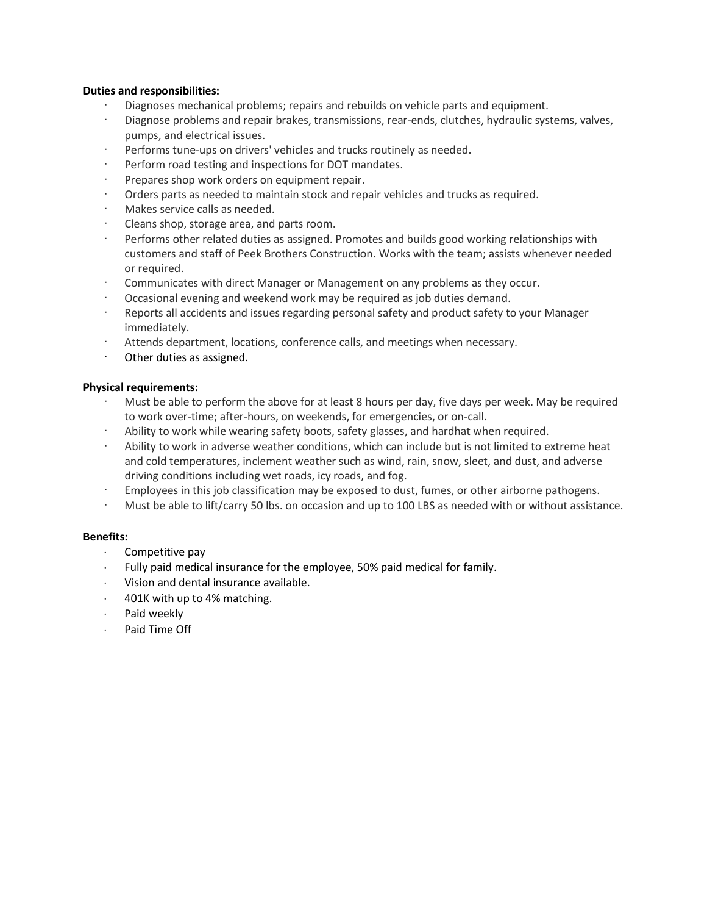**Duties and responsibilities:**

- Diagnoses mechanical problems; repairs and rebuilds on vehicle parts and equipment.
- Diagnose problems and repair brakes, transmissions, rear-ends, clutches, hydraulic systems, valves, pumps, and electrical issues.
- Performs tune-ups on drivers' vehicles and trucks routinely as needed.
- Perform road testing and inspections for DOT mandates.
- Prepares shop work orders on equipment repair.
- Orders parts as needed to maintain stock and repair vehicles and trucks as required.
- Makes service calls as needed.
- Cleans shop, storage area, and parts room.
- Performs other related duties as assigned. Promotes and builds good working relationships with customers and staff of Peek Brothers Construction. Works with the team; assists whenever needed or required.
- Communicates with direct Manager or Management on any problems as they occur.
- Occasional evening and weekend work may be required as job duties demand.
- Reports all accidents and issues regarding personal safety and product safety to your Manager immediately.
- Attends department, locations, conference calls, and meetings when necessary.
- Other duties as assigned.

**Physical requirements:**

- Must be able to perform the above for at least 8 hours per day, five days per week. May be required to work over-time; after-hours, on weekends, for emergencies, or on-call.
- Ability to work while wearing safety boots, safety glasses, and hardhat when required.
- Ability to work in adverse weather conditions, which can include but is not limited to extreme heat and cold temperatures, inclement weather such as wind, rain, snow, sleet, and dust, and adverse driving conditions including wet roads, icy roads, and fog.
- Employees in this job classification may be exposed to dust, fumes, or other airborne pathogens.
- Must be able to lift/carry 50 lbs. on occasion and up to 100 LBS as needed with or without assistance.

**Benefits:**

- Competitive pay
- Fully paid medical insurance for the employee, 50% paid medical for family.
- Vision and dental insurance available.
- 401K with up to 4% matching.
- Paid weekly
- Paid Time Off